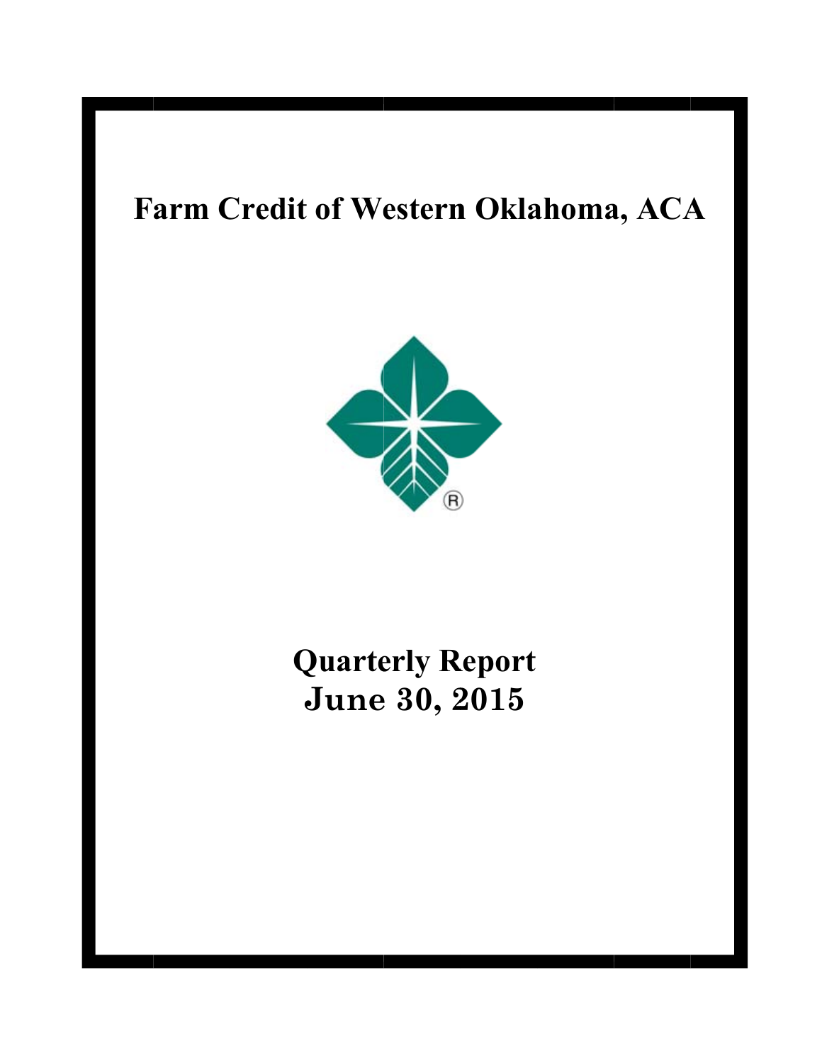# Farm Credit of Western Oklahoma, ACA

# Quarterly Report
# June 30, 2015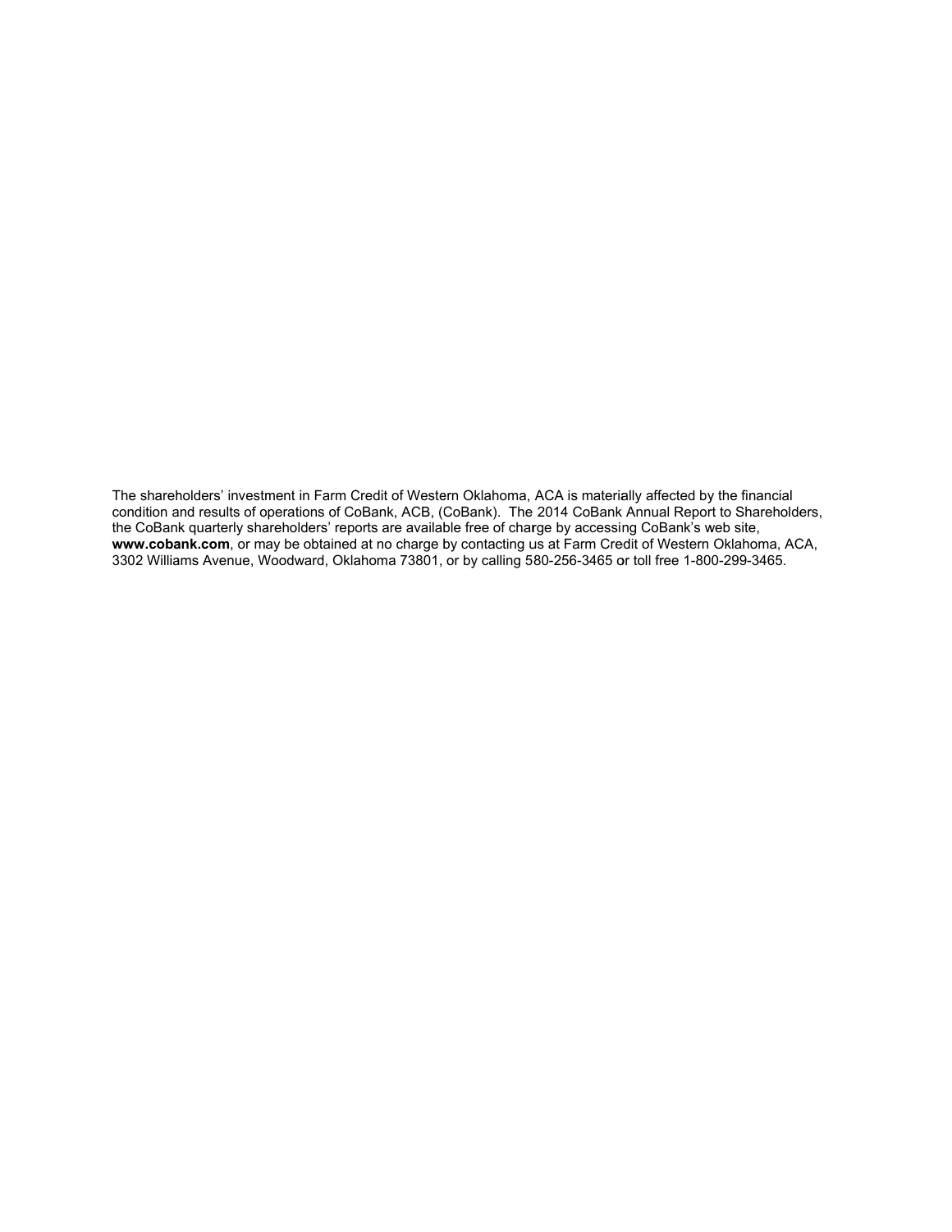The shareholders' investment in Farm Credit of Western Oklahoma, ACA is materially affected by the financial condition and results of operations of CoBank, ACB, (CoBank). The 2014 CoBank Annual Report to Shareholders, the CoBank quarterly shareholders' reports are available free of charge by accessing CoBank's web site, **www.cobank.com**, or may be obtained at no charge by contacting us at Farm Credit of Western Oklahoma, ACA, 3302 Williams Avenue, Woodward, Oklahoma 73801, or by calling 580-256-3465 or toll free 1-800-299-3465.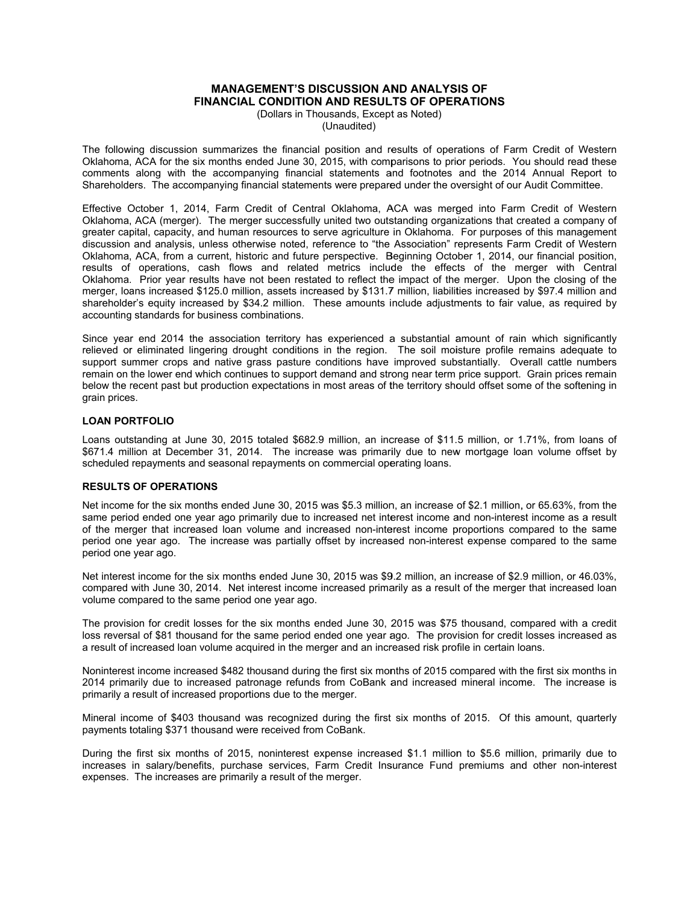# MANAGEMENT'S DISCUSSION AND ANALYSIS OF FINANCIAL CONDITION AND RESULTS OF OPERATIONS

(Dollars in Thousands, Except as Noted)
(Unaudited)

The following discussion summarizes the financial position and results of operations of Farm Credit of Western Oklahoma, ACA for the six months ended June 30, 2015, with comparisons to prior periods. You should read these comments along with the accompanying financial statements and footnotes and the 2014 Annual Report to Shareholders. The accompanying financial statements were prepared under the oversight of our Audit Committee.

Effective October 1, 2014, Farm Credit of Central Oklahoma, ACA was merged into Farm Credit of Western Oklahoma, ACA (merger). The merger successfully united two outstanding organizations that created a company of greater capital, capacity, and human resources to serve agriculture in Oklahoma. For purposes of this management discussion and analysis, unless otherwise noted, reference to "the Association" represents Farm Credit of Western Oklahoma, ACA, from a current, historic and future perspective. Beginning October 1, 2014, our financial position, results of operations, cash flows and related metrics include the effects of the merger with Central Oklahoma. Prior year results have not been restated to reflect the impact of the merger. Upon the closing of the merger, loans increased $125.0 million, assets increased by $131.7 million, liabilities increased by $97.4 million and shareholder's equity increased by $34.2 million. These amounts include adjustments to fair value, as required by accounting standards for business combinations.

Since year end 2014 the association territory has experienced a substantial amount of rain which significantly relieved or eliminated lingering drought conditions in the region. The soil moisture profile remains adequate to support summer crops and native grass pasture conditions have improved substantially. Overall cattle numbers remain on the lower end which continues to support demand and strong near term price support. Grain prices remain below the recent past but production expectations in most areas of the territory should offset some of the softening in grain prices.

## LOAN PORTFOLIO

Loans outstanding at June 30, 2015 totaled $682.9 million, an increase of $11.5 million, or 1.71%, from loans of $671.4 million at December 31, 2014. The increase was primarily due to new mortgage loan volume offset by scheduled repayments and seasonal repayments on commercial operating loans.

## RESULTS OF OPERATIONS

Net income for the six months ended June 30, 2015 was $5.3 million, an increase of $2.1 million, or 65.63%, from the same period ended one year ago primarily due to increased net interest income and non-interest income as a result of the merger that increased loan volume and increased non-interest income proportions compared to the same period one year ago. The increase was partially offset by increased non-interest expense compared to the same period one year ago.

Net interest income for the six months ended June 30, 2015 was $9.2 million, an increase of $2.9 million, or 46.03%, compared with June 30, 2014. Net interest income increased primarily as a result of the merger that increased loan volume compared to the same period one year ago.

The provision for credit losses for the six months ended June 30, 2015 was $75 thousand, compared with a credit loss reversal of $81 thousand for the same period ended one year ago. The provision for credit losses increased as a result of increased loan volume acquired in the merger and an increased risk profile in certain loans.

Noninterest income increased $482 thousand during the first six months of 2015 compared with the first six months in 2014 primarily due to increased patronage refunds from CoBank and increased mineral income. The increase is primarily a result of increased proportions due to the merger.

Mineral income of $403 thousand was recognized during the first six months of 2015. Of this amount, quarterly payments totaling $371 thousand were received from CoBank.

During the first six months of 2015, noninterest expense increased $1.1 million to $5.6 million, primarily due to increases in salary/benefits, purchase services, Farm Credit Insurance Fund premiums and other non-interest expenses. The increases are primarily a result of the merger.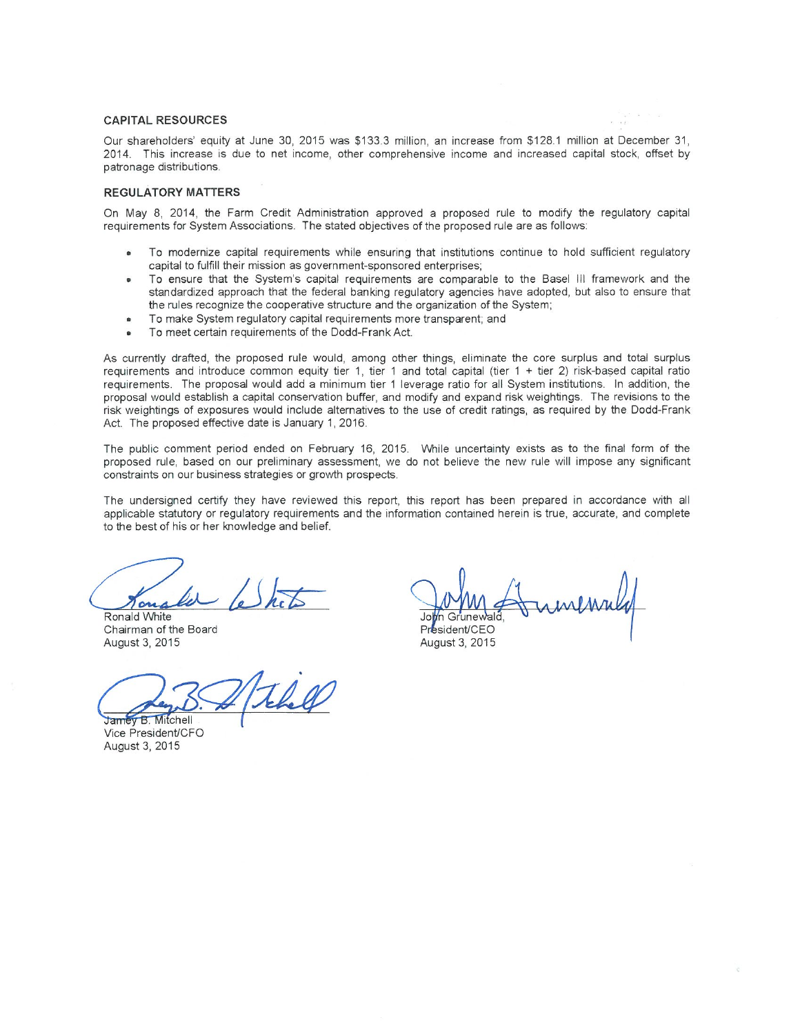## CAPITAL RESOURCES

Our shareholders' equity at June 30, 2015 was $133.3 million, an increase from $128.1 million at December 31, 2014. This increase is due to net income, other comprehensive income and increased capital stock, offset by patronage distributions.

## REGULATORY MATTERS

On May 8, 2014, the Farm Credit Administration approved a proposed rule to modify the regulatory capital requirements for System Associations. The stated objectives of the proposed rule are as follows:

- To modernize capital requirements while ensuring that institutions continue to hold sufficient regulatory capital to fulfill their mission as government-sponsored enterprises;
- To ensure that the System's capital requirements are comparable to the Basel III framework and the standardized approach that the federal banking regulatory agencies have adopted, but also to ensure that the rules recognize the cooperative structure and the organization of the System;
- To make System regulatory capital requirements more transparent; and
- To meet certain requirements of the Dodd-Frank Act.

As currently drafted, the proposed rule would, among other things, eliminate the core surplus and total surplus requirements and introduce common equity tier 1, tier 1 and total capital (tier 1 + tier 2) risk-based capital ratio requirements. The proposal would add a minimum tier 1 leverage ratio for all System institutions. In addition, the proposal would establish a capital conservation buffer, and modify and expand risk weightings. The revisions to the risk weightings of exposures would include alternatives to the use of credit ratings, as required by the Dodd-Frank Act. The proposed effective date is January 1, 2016.

The public comment period ended on February 16, 2015. While uncertainty exists as to the final form of the proposed rule, based on our preliminary assessment, we do not believe the new rule will impose any significant constraints on our business strategies or growth prospects.

The undersigned certify they have reviewed this report, this report has been prepared in accordance with all applicable statutory or regulatory requirements and the information contained herein is true, accurate, and complete to the best of his or her knowledge and belief.

Ronald White
Chairman of the Board
August 3, 2015

John Grunewald,
President/CEO
August 3, 2015

Jamey B. Mitchell
Vice President/CFO
August 3, 2015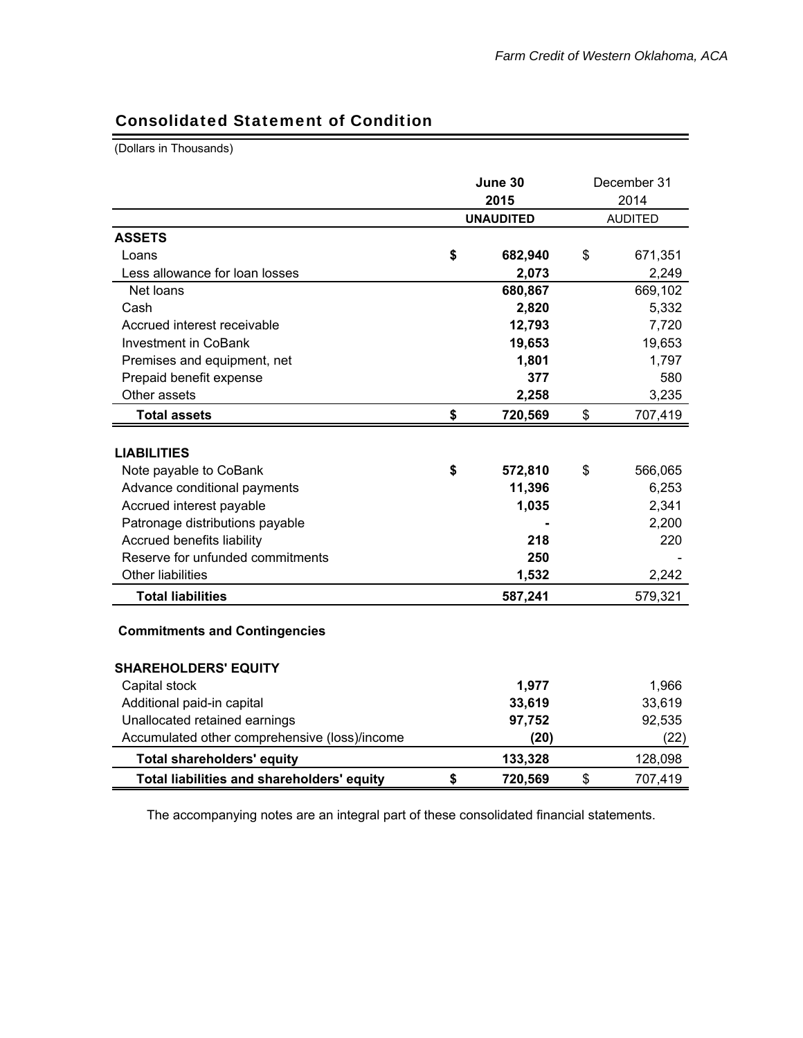## Consolidated Statement of Condition

(Dollars in Thousands)

| | June 30 2015 UNAUDITED | December 31 2014 AUDITED |
|---|---|---|
| **ASSETS** | | |
| Loans | $ 682,940 | $ 671,351 |
| Less allowance for loan losses | 2,073 | 2,249 |
| Net loans | 680,867 | 669,102 |
| Cash | 2,820 | 5,332 |
| Accrued interest receivable | 12,793 | 7,720 |
| Investment in CoBank | 19,653 | 19,653 |
| Premises and equipment, net | 1,801 | 1,797 |
| Prepaid benefit expense | 377 | 580 |
| Other assets | 2,258 | 3,235 |
| **Total assets** | $ 720,569 | $ 707,419 |
| | | |
| **LIABILITIES** | | |
| Note payable to CoBank | $ 572,810 | $ 566,065 |
| Advance conditional payments | 11,396 | 6,253 |
| Accrued interest payable | 1,035 | 2,341 |
| Patronage distributions payable | - | 2,200 |
| Accrued benefits liability | 218 | 220 |
| Reserve for unfunded commitments | 250 | - |
| Other liabilities | 1,532 | 2,242 |
| **Total liabilities** | 587,241 | 579,321 |
| | | |
| **Commitments and Contingencies** | | |
| | | |
| **SHAREHOLDERS' EQUITY** | | |
| Capital stock | 1,977 | 1,966 |
| Additional paid-in capital | 33,619 | 33,619 |
| Unallocated retained earnings | 97,752 | 92,535 |
| Accumulated other comprehensive (loss)/income | (20) | (22) |
| **Total shareholders' equity** | 133,328 | 128,098 |
| **Total liabilities and shareholders' equity** | $ 720,569 | $ 707,419 |

The accompanying notes are an integral part of these consolidated financial statements.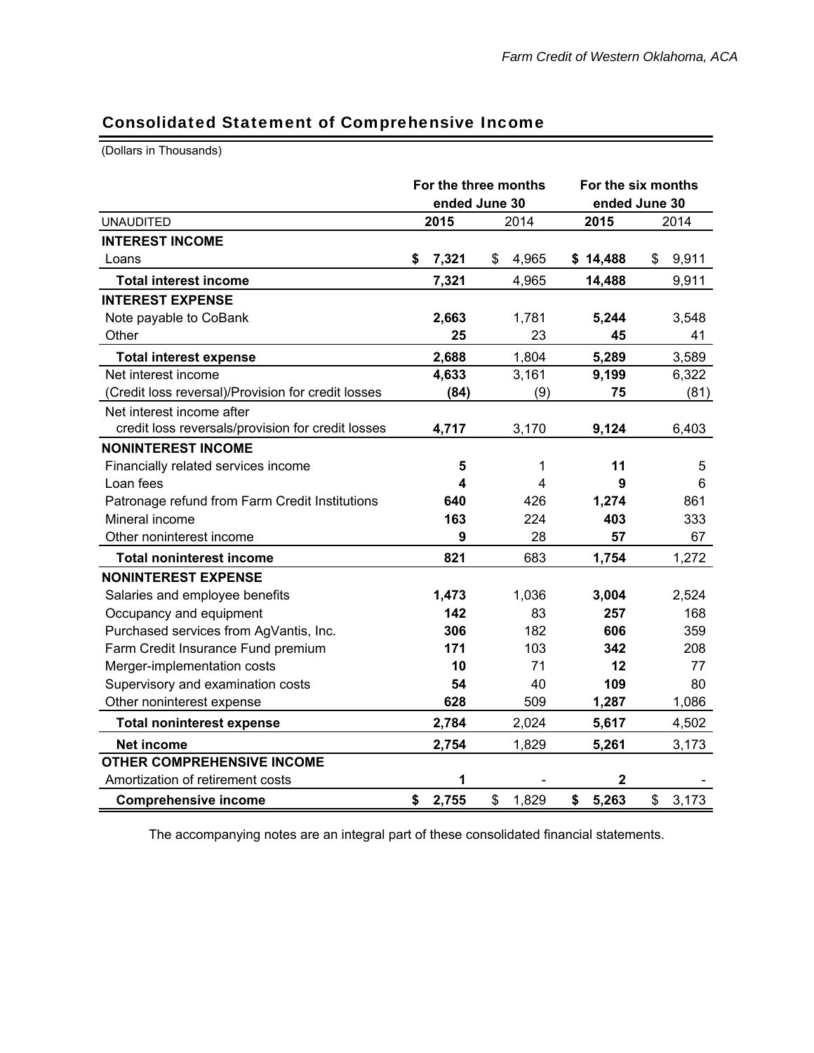## Consolidated Statement of Comprehensive Income

(Dollars in Thousands)

| UNAUDITED | For the three months ended June 30 | | For the six months ended June 30 | |
|---|---|---|---|---|
| | **2015** | 2014 | **2015** | 2014 |
| **INTEREST INCOME** | | | | |
| Loans | **$ 7,321** | $ 4,965 | **$ 14,488** | $ 9,911 |
| **Total interest income** | **7,321** | 4,965 | **14,488** | 9,911 |
| **INTEREST EXPENSE** | | | | |
| Note payable to CoBank | **2,663** | 1,781 | **5,244** | 3,548 |
| Other | **25** | 23 | **45** | 41 |
| **Total interest expense** | **2,688** | 1,804 | **5,289** | 3,589 |
| Net interest income | **4,633** | 3,161 | **9,199** | 6,322 |
| (Credit loss reversal)/Provision for credit losses | **(84)** | (9) | **75** | (81) |
| Net interest income after credit loss reversals/provision for credit losses | **4,717** | 3,170 | **9,124** | 6,403 |
| **NONINTEREST INCOME** | | | | |
| Financially related services income | **5** | 1 | **11** | 5 |
| Loan fees | **4** | 4 | **9** | 6 |
| Patronage refund from Farm Credit Institutions | **640** | 426 | **1,274** | 861 |
| Mineral income | **163** | 224 | **403** | 333 |
| Other noninterest income | **9** | 28 | **57** | 67 |
| **Total noninterest income** | **821** | 683 | **1,754** | 1,272 |
| **NONINTEREST EXPENSE** | | | | |
| Salaries and employee benefits | **1,473** | 1,036 | **3,004** | 2,524 |
| Occupancy and equipment | **142** | 83 | **257** | 168 |
| Purchased services from AgVantis, Inc. | **306** | 182 | **606** | 359 |
| Farm Credit Insurance Fund premium | **171** | 103 | **342** | 208 |
| Merger-implementation costs | **10** | 71 | **12** | 77 |
| Supervisory and examination costs | **54** | 40 | **109** | 80 |
| Other noninterest expense | **628** | 509 | **1,287** | 1,086 |
| **Total noninterest expense** | **2,784** | 2,024 | **5,617** | 4,502 |
| **Net income** | **2,754** | 1,829 | **5,261** | 3,173 |
| **OTHER COMPREHENSIVE INCOME** | | | | |
| Amortization of retirement costs | **1** | - | **2** | - |
| **Comprehensive income** | **$ 2,755** | $ 1,829 | **$ 5,263** | $ 3,173 |

The accompanying notes are an integral part of these consolidated financial statements.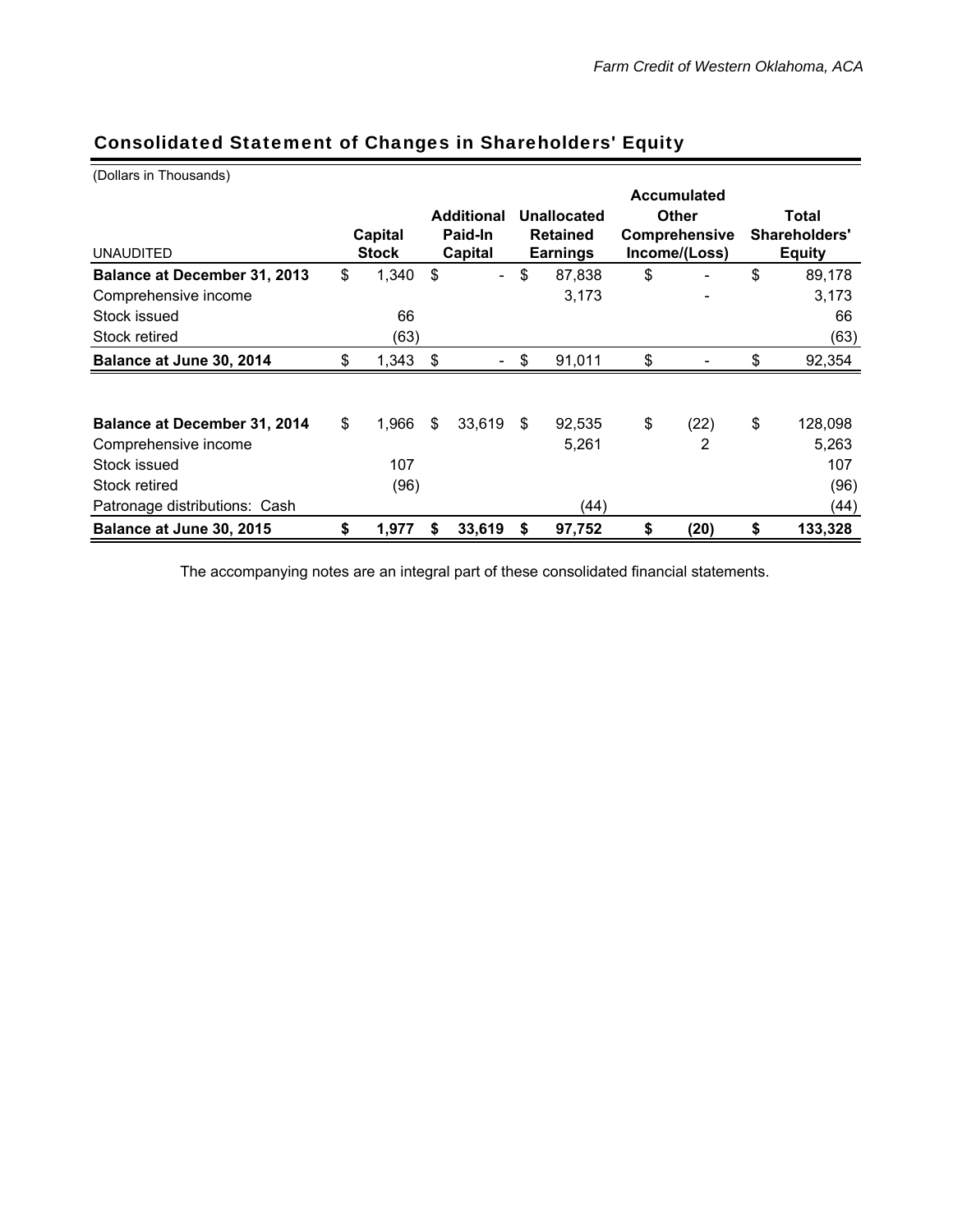## Consolidated Statement of Changes in Shareholders' Equity

(Dollars in Thousands)

| UNAUDITED | Capital Stock | Additional Paid-In Capital | Unallocated Retained Earnings | Accumulated Other Comprehensive Income/(Loss) | Total Shareholders' Equity |
|---|---|---|---|---|---|
| **Balance at December 31, 2013** | $ 1,340 | $ - | $ 87,838 | $ - | $ 89,178 |
| Comprehensive income | | | 3,173 | - | 3,173 |
| Stock issued | 66 | | | | 66 |
| Stock retired | (63) | | | | (63) |
| **Balance at June 30, 2014** | $ 1,343 | $ - | $ 91,011 | $ - | $ 92,354 |
| | | | | | |
| **Balance at December 31, 2014** | $ 1,966 | $ 33,619 | $ 92,535 | $ (22) | $ 128,098 |
| Comprehensive income | | | 5,261 | 2 | 5,263 |
| Stock issued | 107 | | | | 107 |
| Stock retired | (96) | | | | (96) |
| Patronage distributions: Cash | | | (44) | | (44) |
| **Balance at June 30, 2015** | **$ 1,977** | **$ 33,619** | **$ 97,752** | **$ (20)** | **$ 133,328** |

The accompanying notes are an integral part of these consolidated financial statements.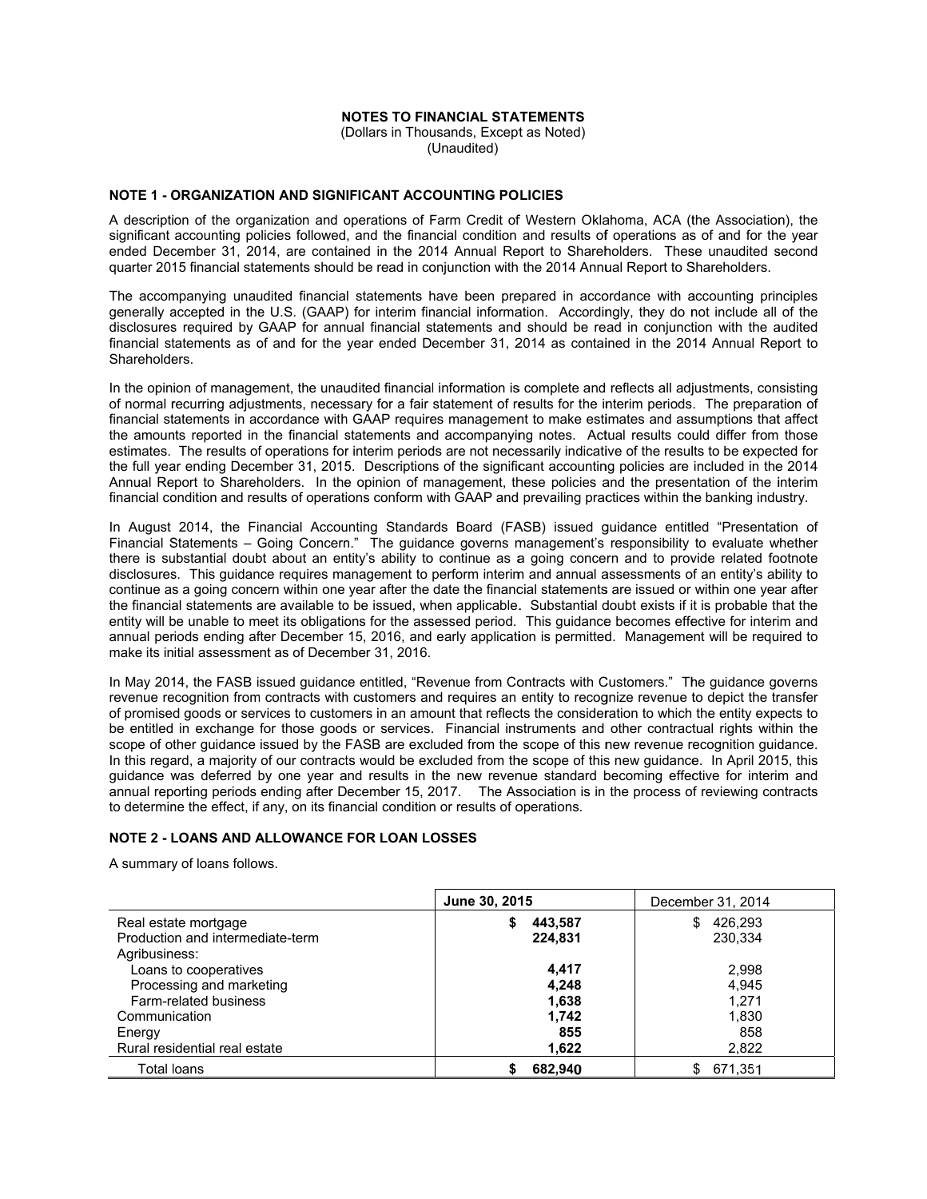# NOTES TO FINANCIAL STATEMENTS

(Dollars in Thousands, Except as Noted)
(Unaudited)

## NOTE 1 - ORGANIZATION AND SIGNIFICANT ACCOUNTING POLICIES

A description of the organization and operations of Farm Credit of Western Oklahoma, ACA (the Association), the significant accounting policies followed, and the financial condition and results of operations as of and for the year ended December 31, 2014, are contained in the 2014 Annual Report to Shareholders. These unaudited second quarter 2015 financial statements should be read in conjunction with the 2014 Annual Report to Shareholders.

The accompanying unaudited financial statements have been prepared in accordance with accounting principles generally accepted in the U.S. (GAAP) for interim financial information. Accordingly, they do not include all of the disclosures required by GAAP for annual financial statements and should be read in conjunction with the audited financial statements as of and for the year ended December 31, 2014 as contained in the 2014 Annual Report to Shareholders.

In the opinion of management, the unaudited financial information is complete and reflects all adjustments, consisting of normal recurring adjustments, necessary for a fair statement of results for the interim periods. The preparation of financial statements in accordance with GAAP requires management to make estimates and assumptions that affect the amounts reported in the financial statements and accompanying notes. Actual results could differ from those estimates. The results of operations for interim periods are not necessarily indicative of the results to be expected for the full year ending December 31, 2015. Descriptions of the significant accounting policies are included in the 2014 Annual Report to Shareholders. In the opinion of management, these policies and the presentation of the interim financial condition and results of operations conform with GAAP and prevailing practices within the banking industry.

In August 2014, the Financial Accounting Standards Board (FASB) issued guidance entitled "Presentation of Financial Statements – Going Concern." The guidance governs management's responsibility to evaluate whether there is substantial doubt about an entity's ability to continue as a going concern and to provide related footnote disclosures. This guidance requires management to perform interim and annual assessments of an entity's ability to continue as a going concern within one year after the date the financial statements are issued or within one year after the financial statements are available to be issued, when applicable. Substantial doubt exists if it is probable that the entity will be unable to meet its obligations for the assessed period. This guidance becomes effective for interim and annual periods ending after December 15, 2016, and early application is permitted. Management will be required to make its initial assessment as of December 31, 2016.

In May 2014, the FASB issued guidance entitled, "Revenue from Contracts with Customers." The guidance governs revenue recognition from contracts with customers and requires an entity to recognize revenue to depict the transfer of promised goods or services to customers in an amount that reflects the consideration to which the entity expects to be entitled in exchange for those goods or services. Financial instruments and other contractual rights within the scope of other guidance issued by the FASB are excluded from the scope of this new revenue recognition guidance. In this regard, a majority of our contracts would be excluded from the scope of this new guidance. In April 2015, this guidance was deferred by one year and results in the new revenue standard becoming effective for interim and annual reporting periods ending after December 15, 2017. The Association is in the process of reviewing contracts to determine the effect, if any, on its financial condition or results of operations.

## NOTE 2 - LOANS AND ALLOWANCE FOR LOAN LOSSES

A summary of loans follows.

| | **June 30, 2015** | December 31, 2014 |
|---|---|---|
| Real estate mortgage | **$ 443,587** | $ 426,293 |
| Production and intermediate-term | **224,831** | 230,334 |
| Agribusiness: | | |
| Loans to cooperatives | **4,417** | 2,998 |
| Processing and marketing | **4,248** | 4,945 |
| Farm-related business | **1,638** | 1,271 |
| Communication | **1,742** | 1,830 |
| Energy | **855** | 858 |
| Rural residential real estate | **1,622** | 2,822 |
| Total loans | **$ 682,940** | $ 671,351 |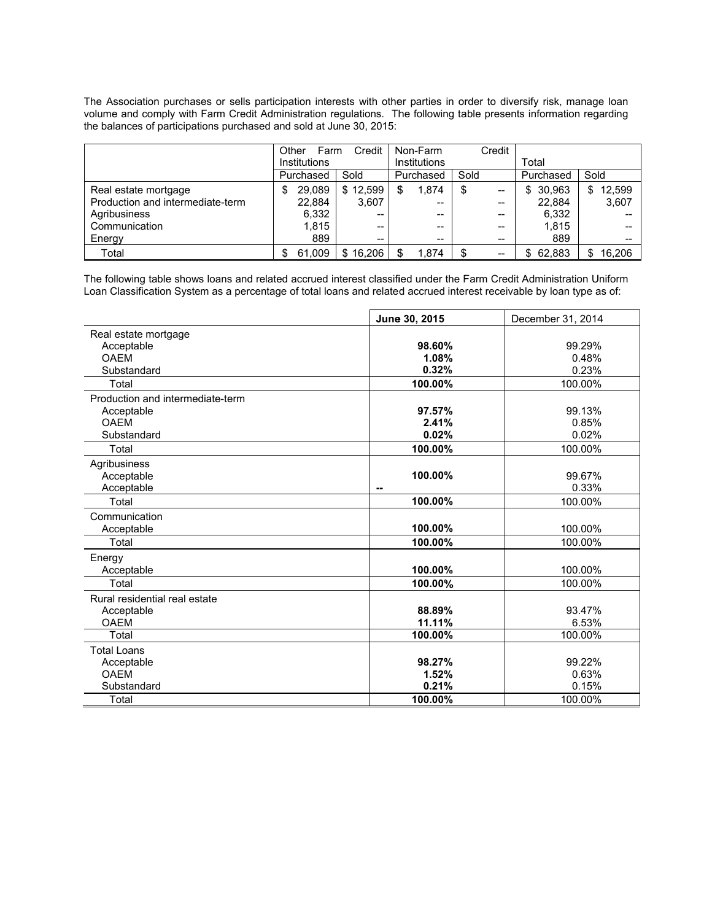The Association purchases or sells participation interests with other parties in order to diversify risk, manage loan volume and comply with Farm Credit Administration regulations. The following table presents information regarding the balances of participations purchased and sold at June 30, 2015:

| | Other Farm Credit Institutions | | Non-Farm Credit Institutions | | Total | |
|---|---|---|---|---|---|---|
| | Purchased | Sold | Purchased | Sold | Purchased | Sold |
| Real estate mortgage | $ 29,089 | $ 12,599 | $ 1,874 | $ -- | $ 30,963 | $ 12,599 |
| Production and intermediate-term | 22,884 | 3,607 | -- | -- | 22,884 | 3,607 |
| Agribusiness | 6,332 | -- | -- | -- | 6,332 | -- |
| Communication | 1,815 | -- | -- | -- | 1,815 | -- |
| Energy | 889 | -- | -- | -- | 889 | -- |
| Total | $ 61,009 | $ 16,206 | $ 1,874 | $ -- | $ 62,883 | $ 16,206 |

The following table shows loans and related accrued interest classified under the Farm Credit Administration Uniform Loan Classification System as a percentage of total loans and related accrued interest receivable by loan type as of:

| | June 30, 2015 | December 31, 2014 |
|---|---|---|
| Real estate mortgage | | |
| Acceptable | **98.60%** | 99.29% |
| OAEM | **1.08%** | 0.48% |
| Substandard | **0.32%** | 0.23% |
| Total | **100.00%** | 100.00% |
| Production and intermediate-term | | |
| Acceptable | **97.57%** | 99.13% |
| OAEM | **2.41%** | 0.85% |
| Substandard | **0.02%** | 0.02% |
| Total | **100.00%** | 100.00% |
| Agribusiness | | |
| Acceptable | **100.00%** | 99.67% |
| Acceptable | **--** | 0.33% |
| Total | **100.00%** | 100.00% |
| Communication | | |
| Acceptable | **100.00%** | 100.00% |
| Total | **100.00%** | 100.00% |
| Energy | | |
| Acceptable | **100.00%** | 100.00% |
| Total | **100.00%** | 100.00% |
| Rural residential real estate | | |
| Acceptable | **88.89%** | 93.47% |
| OAEM | **11.11%** | 6.53% |
| Total | **100.00%** | 100.00% |
| Total Loans | | |
| Acceptable | **98.27%** | 99.22% |
| OAEM | **1.52%** | 0.63% |
| Substandard | **0.21%** | 0.15% |
| Total | **100.00%** | 100.00% |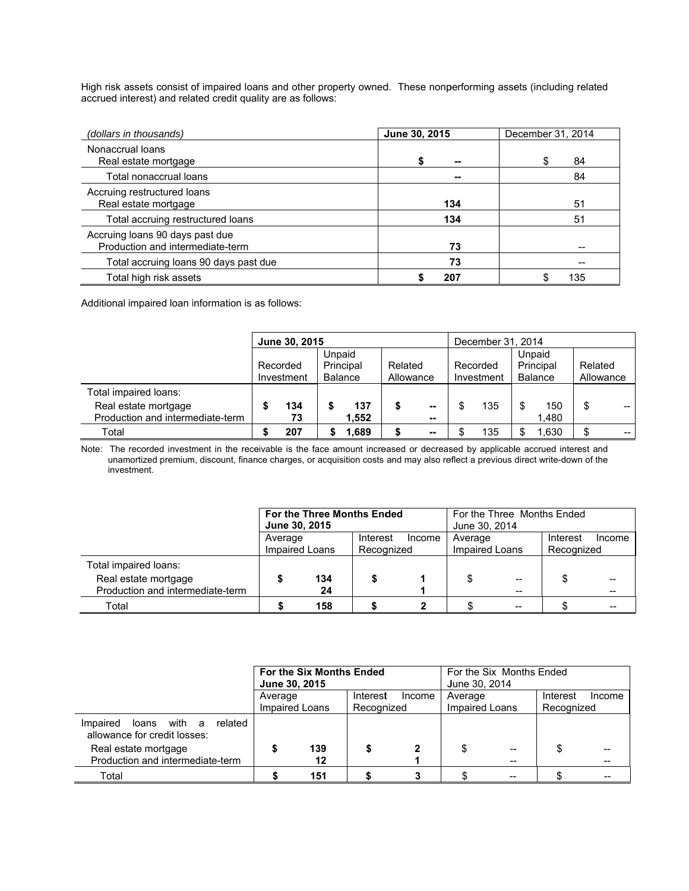High risk assets consist of impaired loans and other property owned. These nonperforming assets (including related accrued interest) and related credit quality are as follows:

| *(dollars in thousands)* | **June 30, 2015** | December 31, 2014 |
|---|---|---|
| Nonaccrual loans | | |
| Real estate mortgage | **$ --** | $ 84 |
| Total nonaccrual loans | **--** | 84 |
| Accruing restructured loans | | |
| Real estate mortgage | **134** | 51 |
| Total accruing restructured loans | **134** | 51 |
| Accruing loans 90 days past due | | |
| Production and intermediate-term | **73** | -- |
| Total accruing loans 90 days past due | **73** | -- |
| Total high risk assets | **$ 207** | $ 135 |

Additional impaired loan information is as follows:

| | **June 30, 2015** | | | December 31, 2014 | | |
|---|---|---|---|---|---|---|
| | Recorded Investment | Unpaid Principal Balance | Related Allowance | Recorded Investment | Unpaid Principal Balance | Related Allowance |
| Total impaired loans: | | | | | | |
| Real estate mortgage | **$ 134** | **$ 137** | **$ --** | $ 135 | $ 150 | $ -- |
| Production and intermediate-term | **73** | **1,552** | **--** | | 1,480 | |
| Total | **$ 207** | **$ 1,689** | **$ --** | $ 135 | $ 1,630 | $ -- |

Note: The recorded investment in the receivable is the face amount increased or decreased by applicable accrued interest and unamortized premium, discount, finance charges, or acquisition costs and may also reflect a previous direct write-down of the investment.

| | **For the Three Months Ended June 30, 2015** | | For the Three Months Ended June 30, 2014 | |
|---|---|---|---|---|
| | Average Impaired Loans | Interest Income Recognized | Average Impaired Loans | Interest Income Recognized |
| Total impaired loans: | | | | |
| Real estate mortgage | **$ 134** | **$ 1** | $ -- | $ -- |
| Production and intermediate-term | **24** | **1** | -- | -- |
| Total | **$ 158** | **$ 2** | $ -- | $ -- |

| | **For the Six Months Ended June 30, 2015** | | For the Six Months Ended June 30, 2014 | |
|---|---|---|---|---|
| | Average Impaired Loans | Interest Income Recognized | Average Impaired Loans | Interest Income Recognized |
| Impaired loans with a related allowance for credit losses: | | | | |
| Real estate mortgage | **$ 139** | **$ 2** | $ -- | $ -- |
| Production and intermediate-term | **12** | **1** | -- | -- |
| Total | **$ 151** | **$ 3** | $ -- | $ -- |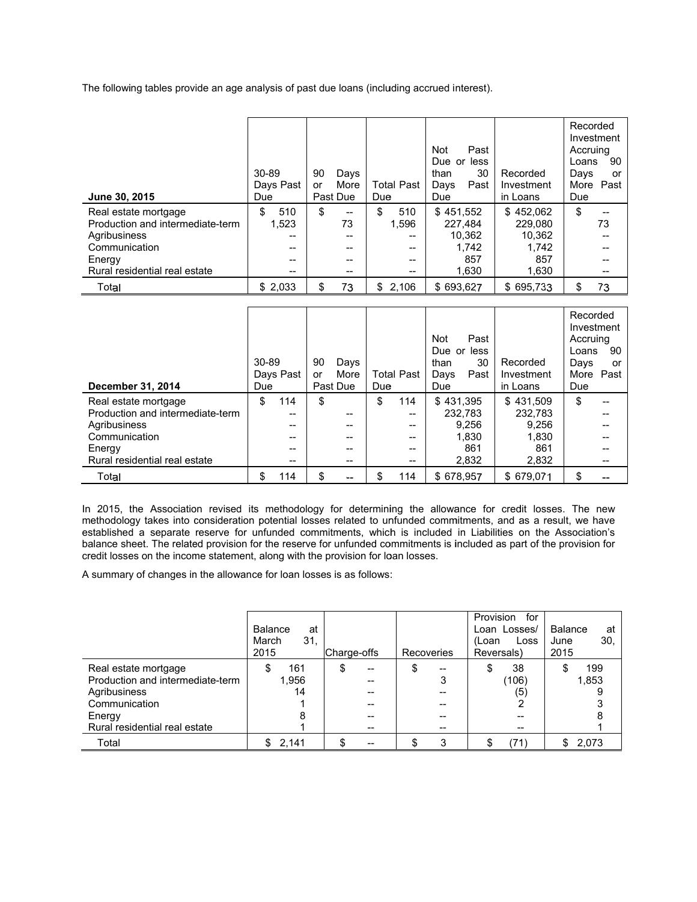The following tables provide an age analysis of past due loans (including accrued interest).

| June 30, 2015 | 30-89 Days Past Due | 90 Days or More Past Due | Total Past Due | Not Past Due or less than 30 Days Past Due | Recorded Investment in Loans | Recorded Investment Accruing Loans 90 Days or More Past Due |
|---|---|---|---|---|---|---|
| Real estate mortgage | $ 510 | $ -- | $ 510 | $ 451,552 | $ 452,062 | $ -- |
| Production and intermediate-term | 1,523 | 73 | 1,596 | 227,484 | 229,080 | 73 |
| Agribusiness | -- | -- | -- | 10,362 | 10,362 | -- |
| Communication | -- | -- | -- | 1,742 | 1,742 | -- |
| Energy | -- | -- | -- | 857 | 857 | -- |
| Rural residential real estate | -- | -- | -- | 1,630 | 1,630 | -- |
| Total | $ 2,033 | $ 73 | $ 2,106 | $ 693,627 | $ 695,733 | $ 73 |

| December 31, 2014 | 30-89 Days Past Due | 90 Days or More Past Due | Total Past Due | Not Past Due or less than 30 Days Past Due | Recorded Investment in Loans | Recorded Investment Accruing Loans 90 Days or More Past Due |
|---|---|---|---|---|---|---|
| Real estate mortgage | $ 114 | $ | $ 114 | $ 431,395 | $ 431,509 | $ -- |
| Production and intermediate-term | -- | -- | -- | 232,783 | 232,783 | -- |
| Agribusiness | -- | -- | -- | 9,256 | 9,256 | -- |
| Communication | -- | -- | -- | 1,830 | 1,830 | -- |
| Energy | -- | -- | -- | 861 | 861 | -- |
| Rural residential real estate | -- | -- | -- | 2,832 | 2,832 | -- |
| Total | $ 114 | $ -- | $ 114 | $ 678,957 | $ 679,071 | $ -- |

In 2015, the Association revised its methodology for determining the allowance for credit losses. The new methodology takes into consideration potential losses related to unfunded commitments, and as a result, we have established a separate reserve for unfunded commitments, which is included in Liabilities on the Association's balance sheet. The related provision for the reserve for unfunded commitments is included as part of the provision for credit losses on the income statement, along with the provision for loan losses.

A summary of changes in the allowance for loan losses is as follows:

| | Balance at March 31, 2015 | Charge-offs | Recoveries | Provision for Loan Losses/ (Loan Loss Reversals) | Balance at June 30, 2015 |
|---|---|---|---|---|---|
| Real estate mortgage | $ 161 | $ -- | $ -- | $ 38 | $ 199 |
| Production and intermediate-term | 1,956 | -- | 3 | (106) | 1,853 |
| Agribusiness | 14 | -- | -- | (5) | 9 |
| Communication | 1 | -- | -- | 2 | 3 |
| Energy | 8 | -- | -- | -- | 8 |
| Rural residential real estate | 1 | -- | -- | -- | 1 |
| Total | $ 2,141 | $ -- | $ 3 | $ (71) | $ 2,073 |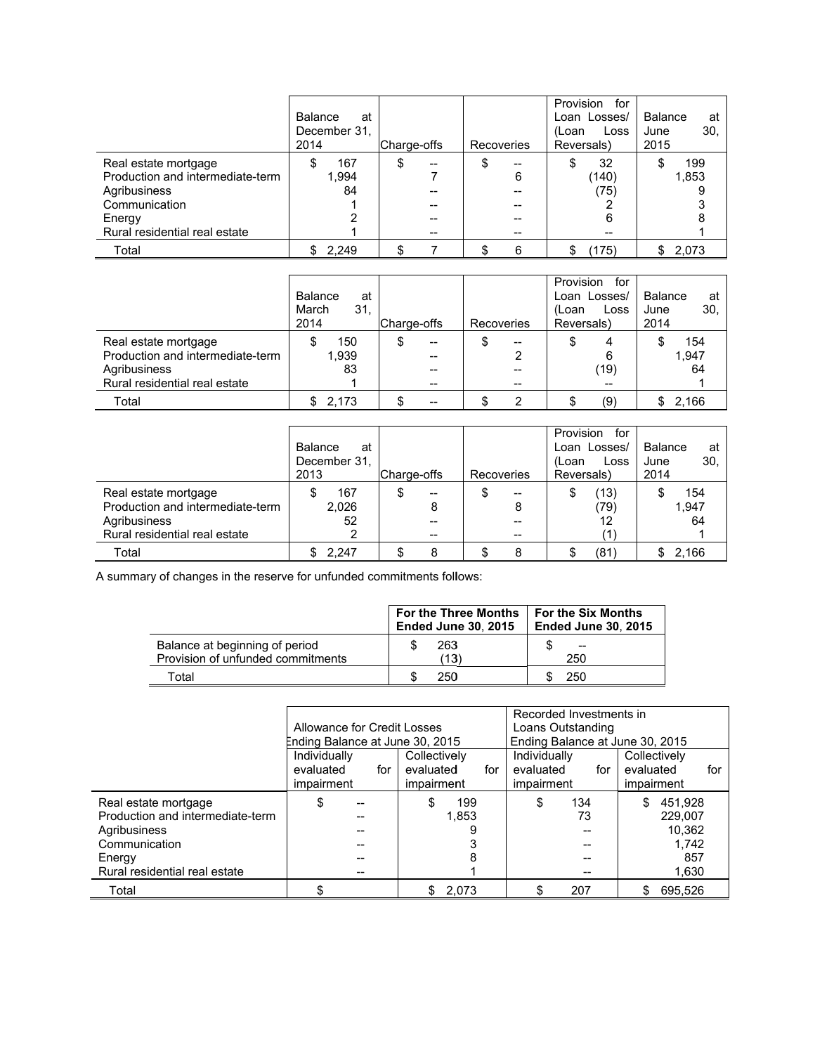| | Balance at December 31, 2014 | Charge-offs | Recoveries | Provision for Loan Losses/ (Loan Loss Reversals) | Balance at June 30, 2015 |
|---|---|---|---|---|---|
| Real estate mortgage | $ 167 | $ -- | $ -- | $ 32 | $ 199 |
| Production and intermediate-term | 1,994 | 7 | 6 | (140) | 1,853 |
| Agribusiness | 84 | -- | -- | (75) | 9 |
| Communication | 1 | -- | -- | 2 | 3 |
| Energy | 2 | -- | -- | 6 | 8 |
| Rural residential real estate | 1 | -- | -- | -- | 1 |
| Total | $ 2,249 | $ 7 | $ 6 | $ (175) | $ 2,073 |

| | Balance at March 31, 2014 | Charge-offs | Recoveries | Provision for Loan Losses/ (Loan Loss Reversals) | Balance at June 30, 2014 |
|---|---|---|---|---|---|
| Real estate mortgage | $ 150 | $ -- | $ -- | $ 4 | $ 154 |
| Production and intermediate-term | 1,939 | -- | 2 | 6 | 1,947 |
| Agribusiness | 83 | -- | -- | (19) | 64 |
| Rural residential real estate | 1 | -- | -- | -- | 1 |
| Total | $ 2,173 | $ -- | $ 2 | $ (9) | $ 2,166 |

| | Balance at December 31, 2013 | Charge-offs | Recoveries | Provision for Loan Losses/ (Loan Loss Reversals) | Balance at June 30, 2014 |
|---|---|---|---|---|---|
| Real estate mortgage | $ 167 | $ -- | $ -- | $ (13) | $ 154 |
| Production and intermediate-term | 2,026 | 8 | 8 | (79) | 1,947 |
| Agribusiness | 52 | -- | -- | 12 | 64 |
| Rural residential real estate | 2 | -- | -- | (1) | 1 |
| Total | $ 2,247 | $ 8 | $ 8 | $ (81) | $ 2,166 |

A summary of changes in the reserve for unfunded commitments follows:

| | **For the Three Months Ended June 30, 2015** | **For the Six Months Ended June 30, 2015** |
|---|---|---|
| Balance at beginning of period | $ 263 | $ -- |
| Provision of unfunded commitments | (13) | 250 |
| Total | $ 250 | $ 250 |

| | Allowance for Credit Losses Ending Balance at June 30, 2015 | | Recorded Investments in Loans Outstanding Ending Balance at June 30, 2015 | |
|---|---|---|---|---|
| | Individually evaluated for impairment | Collectively evaluated for impairment | Individually evaluated for impairment | Collectively evaluated for impairment |
| Real estate mortgage | $ -- | $ 199 | $ 134 | $ 451,928 |
| Production and intermediate-term | -- | 1,853 | 73 | 229,007 |
| Agribusiness | -- | 9 | -- | 10,362 |
| Communication | -- | 3 | -- | 1,742 |
| Energy | -- | 8 | -- | 857 |
| Rural residential real estate | -- | 1 | -- | 1,630 |
| Total | $ | $ 2,073 | $ 207 | $ 695,526 |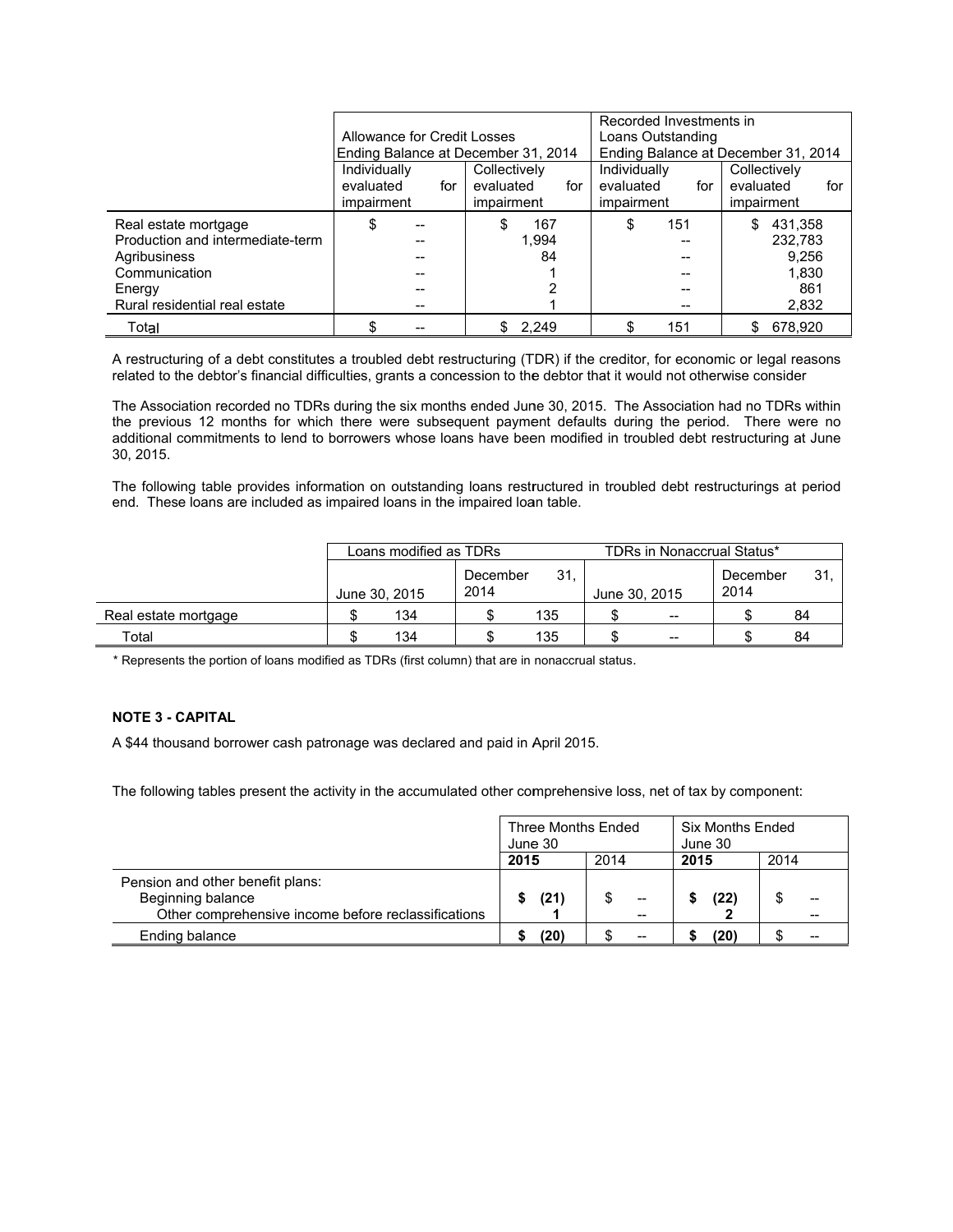| | Allowance for Credit Losses Ending Balance at December 31, 2014 | | Recorded Investments in Loans Outstanding Ending Balance at December 31, 2014 | |
|---|---|---|---|---|
| | Individually evaluated for impairment | Collectively evaluated for impairment | Individually evaluated for impairment | Collectively evaluated for impairment |
| Real estate mortgage | $ -- | $ 167 | $ 151 | $ 431,358 |
| Production and intermediate-term | -- | 1,994 | -- | 232,783 |
| Agribusiness | -- | 84 | -- | 9,256 |
| Communication | -- | 1 | -- | 1,830 |
| Energy | -- | 2 | -- | 861 |
| Rural residential real estate | -- | 1 | -- | 2,832 |
| Total | $ -- | $ 2,249 | $ 151 | $ 678,920 |

A restructuring of a debt constitutes a troubled debt restructuring (TDR) if the creditor, for economic or legal reasons related to the debtor's financial difficulties, grants a concession to the debtor that it would not otherwise consider

The Association recorded no TDRs during the six months ended June 30, 2015. The Association had no TDRs within the previous 12 months for which there were subsequent payment defaults during the period. There were no additional commitments to lend to borrowers whose loans have been modified in troubled debt restructuring at June 30, 2015.

The following table provides information on outstanding loans restructured in troubled debt restructurings at period end. These loans are included as impaired loans in the impaired loan table.

| | Loans modified as TDRs | | TDRs in Nonaccrual Status* | |
|---|---|---|---|---|
| | June 30, 2015 | December 31, 2014 | June 30, 2015 | December 31, 2014 |
| Real estate mortgage | $ 134 | $ 135 | $ -- | $ 84 |
| Total | $ 134 | $ 135 | $ -- | $ 84 |

\* Represents the portion of loans modified as TDRs (first column) that are in nonaccrual status.

**NOTE 3 - CAPITAL**

A $44 thousand borrower cash patronage was declared and paid in April 2015.

The following tables present the activity in the accumulated other comprehensive loss, net of tax by component:

| | Three Months Ended June 30 | | Six Months Ended June 30 | |
|---|---|---|---|---|
| | **2015** | 2014 | **2015** | 2014 |
| Pension and other benefit plans: | | | | |
| Beginning balance | **$ (21)** | $ -- | **$ (22)** | $ -- |
| Other comprehensive income before reclassifications | **1** | -- | **2** | -- |
| Ending balance | **$ (20)** | $ -- | **$ (20)** | $ -- |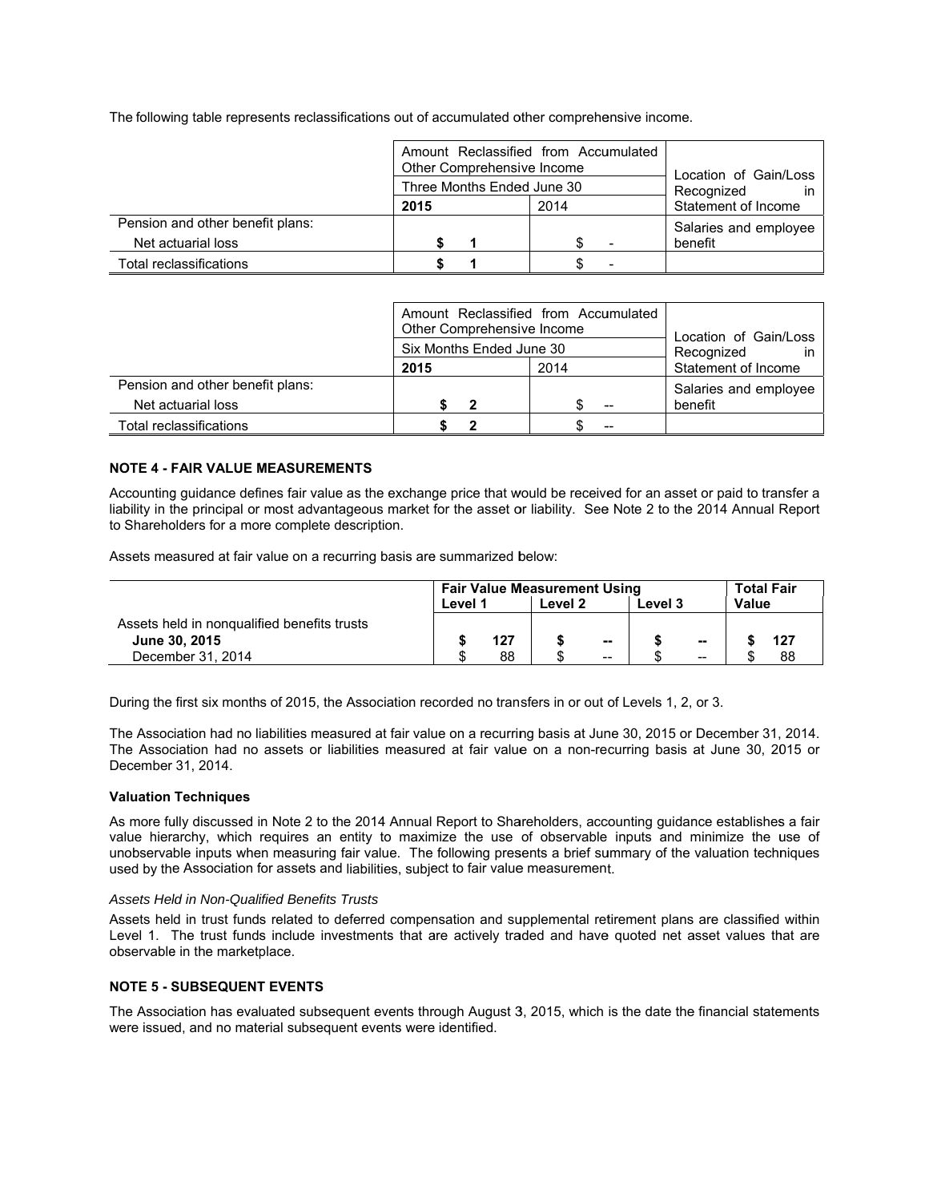The following table represents reclassifications out of accumulated other comprehensive income.

| | Amount Reclassified from Accumulated Other Comprehensive Income | | Location of Gain/Loss Recognized in Statement of Income |
|---|---|---|---|
| | Three Months Ended June 30 | | |
| | **2015** | 2014 | |
| Pension and other benefit plans: | | | Salaries and employee benefit |
| Net actuarial loss | **$ 1** | $ - | |
| Total reclassifications | **$ 1** | $ - | |

| | Amount Reclassified from Accumulated Other Comprehensive Income | | Location of Gain/Loss Recognized in Statement of Income |
|---|---|---|---|
| | Six Months Ended June 30 | | |
| | **2015** | 2014 | |
| Pension and other benefit plans: | | | Salaries and employee benefit |
| Net actuarial loss | **$ 2** | $ -- | |
| Total reclassifications | **$ 2** | $ -- | |

**NOTE 4 - FAIR VALUE MEASUREMENTS**

Accounting guidance defines fair value as the exchange price that would be received for an asset or paid to transfer a liability in the principal or most advantageous market for the asset or liability. See Note 2 to the 2014 Annual Report to Shareholders for a more complete description.

Assets measured at fair value on a recurring basis are summarized below:

| | Fair Value Measurement Using | | | Total Fair Value |
|---|---|---|---|---|
| | Level 1 | Level 2 | Level 3 | |
| Assets held in nonqualified benefits trusts | | | | |
| **June 30, 2015** | **$ 127** | **$ --** | **$ --** | **$ 127** |
| December 31, 2014 | $ 88 | $ -- | $ -- | $ 88 |

During the first six months of 2015, the Association recorded no transfers in or out of Levels 1, 2, or 3.

The Association had no liabilities measured at fair value on a recurring basis at June 30, 2015 or December 31, 2014. The Association had no assets or liabilities measured at fair value on a non-recurring basis at June 30, 2015 or December 31, 2014.

**Valuation Techniques**

As more fully discussed in Note 2 to the 2014 Annual Report to Shareholders, accounting guidance establishes a fair value hierarchy, which requires an entity to maximize the use of observable inputs and minimize the use of unobservable inputs when measuring fair value. The following presents a brief summary of the valuation techniques used by the Association for assets and liabilities, subject to fair value measurement.

*Assets Held in Non-Qualified Benefits Trusts*

Assets held in trust funds related to deferred compensation and supplemental retirement plans are classified within Level 1. The trust funds include investments that are actively traded and have quoted net asset values that are observable in the marketplace.

**NOTE 5 - SUBSEQUENT EVENTS**

The Association has evaluated subsequent events through August 3, 2015, which is the date the financial statements were issued, and no material subsequent events were identified.